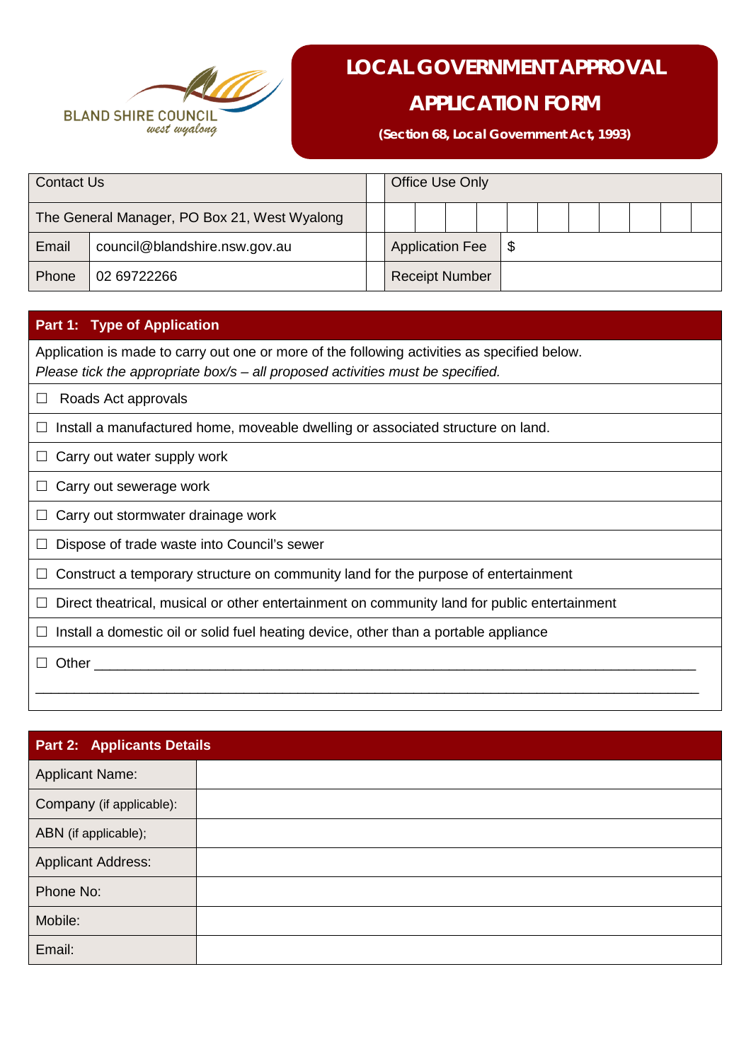BLAND SHIRE COUNCIL
west wyalong

# LOCAL GOVERNMENT APPROVAL APPLICATION FORM

**(Section 68, Local Government Act, 1993)**

| Contact Us | | | Office Use Only | | | | | | | | | | |
|---|---|---|---|---|---|---|---|---|---|---|---|---|---|
| The General Manager, PO Box 21, West Wyalong | | | | | | | | | | | | | |
| Email | council@blandshire.nsw.gov.au | | Application Fee | $ | | | | | | | | | |
| Phone | 02 69722266 | | Receipt Number | | | | | | | | | | |

## Part 1: Type of Application

Application is made to carry out one or more of the following activities as specified below.
*Please tick the appropriate box/s – all proposed activities must be specified.*

- ☐ Roads Act approvals
- ☐ Install a manufactured home, moveable dwelling or associated structure on land.
- ☐ Carry out water supply work
- ☐ Carry out sewerage work
- ☐ Carry out stormwater drainage work
- ☐ Dispose of trade waste into Council's sewer
- ☐ Construct a temporary structure on community land for the purpose of entertainment
- ☐ Direct theatrical, musical or other entertainment on community land for public entertainment
- ☐ Install a domestic oil or solid fuel heating device, other than a portable appliance
- ☐ Other ____________________________________________________________________________

______________________________________________________________________________________

## Part 2: Applicants Details

| | |
|---|---|
| Applicant Name: | |
| Company (if applicable): | |
| ABN (if applicable); | |
| Applicant Address: | |
| Phone No: | |
| Mobile: | |
| Email: | |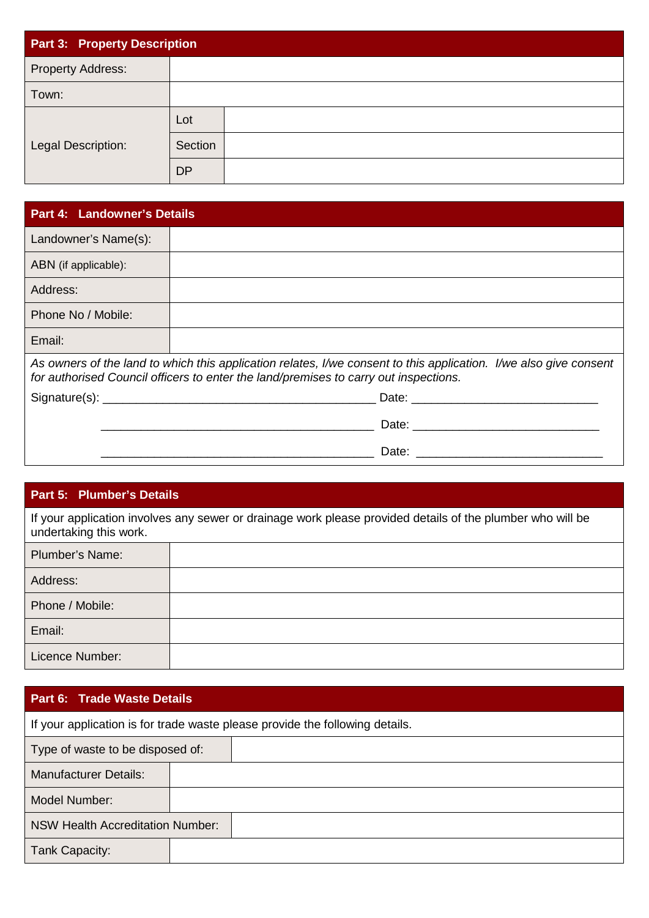| Part 3: Property Description | | |
|---|---|---|
| Property Address: | | |
| Town: | | |
| Legal Description: | Lot | |
| | Section | |
| | DP | |

| Part 4: Landowner's Details | |
|---|---|
| Landowner's Name(s): | |
| ABN (if applicable): | |
| Address: | |
| Phone No / Mobile: | |
| Email: | |

*As owners of the land to which this application relates, I/we consent to this application. I/we also give consent for authorised Council officers to enter the land/premises to carry out inspections.*

Signature(s): ________________________________________ Date: ___________________________

________________________________________ Date: ___________________________

________________________________________ Date: ___________________________

| Part 5: Plumber's Details | |
|---|---|
| If your application involves any sewer or drainage work please provided details of the plumber who will be undertaking this work. | |
| Plumber's Name: | |
| Address: | |
| Phone / Mobile: | |
| Email: | |
| Licence Number: | |

| Part 6: Trade Waste Details | |
|---|---|
| If your application is for trade waste please provide the following details. | |
| Type of waste to be disposed of: | |
| Manufacturer Details: | |
| Model Number: | |
| NSW Health Accreditation Number: | |
| Tank Capacity: | |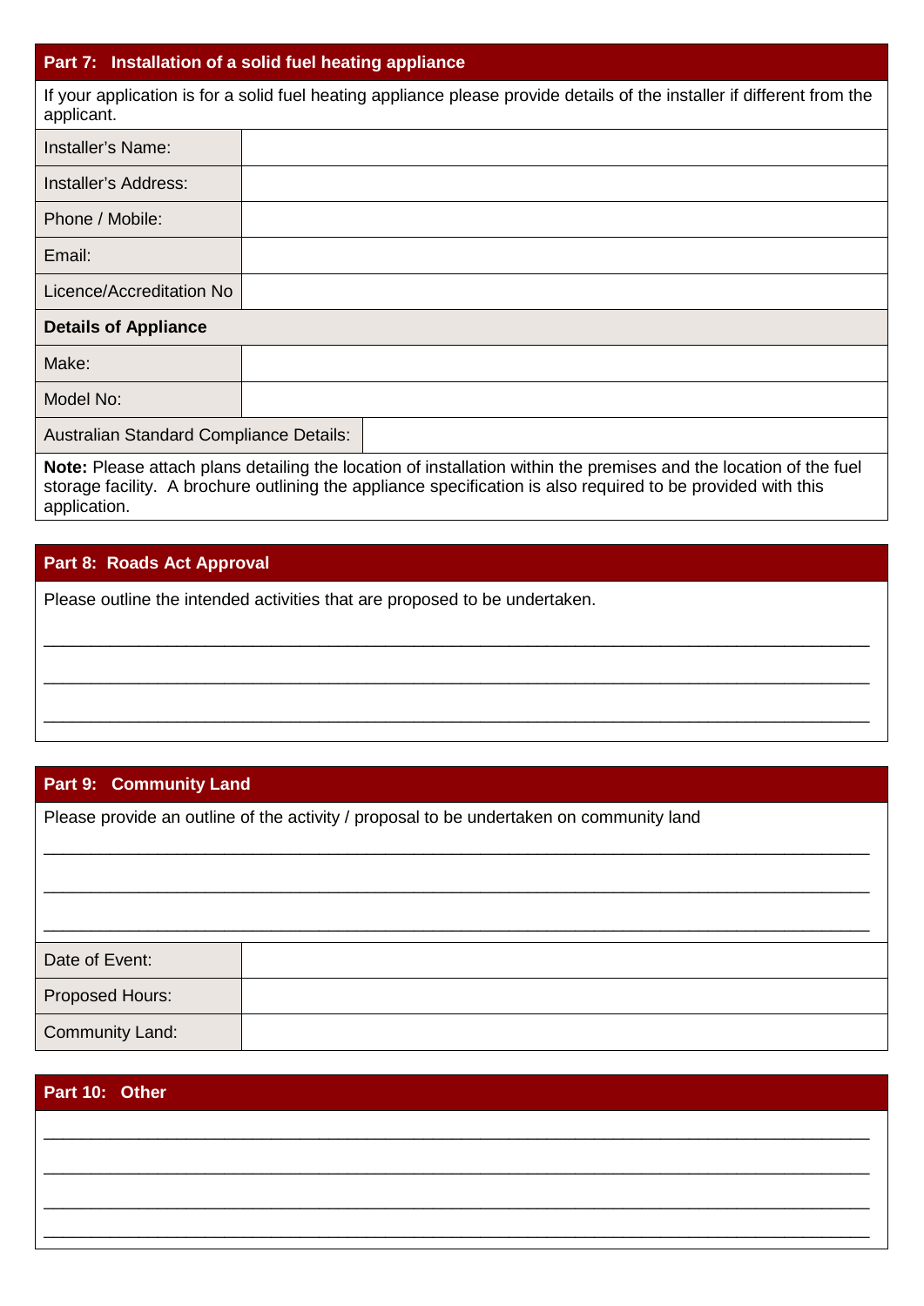## Part 7: Installation of a solid fuel heating appliance

If your application is for a solid fuel heating appliance please provide details of the installer if different from the applicant.

| Installer's Name: | |
|---|---|
| Installer's Address: | |
| Phone / Mobile: | |
| Email: | |
| Licence/Accreditation No | |

**Details of Appliance**

| Make: | |
|---|---|
| Model No: | |
| Australian Standard Compliance Details: | |

**Note:** Please attach plans detailing the location of installation within the premises and the location of the fuel storage facility. A brochure outlining the appliance specification is also required to be provided with this application.

## Part 8: Roads Act Approval

Please outline the intended activities that are proposed to be undertaken.

\_\_\_\_\_\_\_\_\_\_\_\_\_\_\_\_\_\_\_\_\_\_\_\_\_\_\_\_\_\_\_\_\_\_\_\_\_\_\_\_\_\_\_\_\_\_\_\_\_\_\_\_\_\_\_\_\_\_\_\_\_\_\_\_\_\_\_\_\_\_\_\_\_\_\_\_

\_\_\_\_\_\_\_\_\_\_\_\_\_\_\_\_\_\_\_\_\_\_\_\_\_\_\_\_\_\_\_\_\_\_\_\_\_\_\_\_\_\_\_\_\_\_\_\_\_\_\_\_\_\_\_\_\_\_\_\_\_\_\_\_\_\_\_\_\_\_\_\_\_\_\_\_

\_\_\_\_\_\_\_\_\_\_\_\_\_\_\_\_\_\_\_\_\_\_\_\_\_\_\_\_\_\_\_\_\_\_\_\_\_\_\_\_\_\_\_\_\_\_\_\_\_\_\_\_\_\_\_\_\_\_\_\_\_\_\_\_\_\_\_\_\_\_\_\_\_\_\_\_

## Part 9: Community Land

Please provide an outline of the activity / proposal to be undertaken on community land

\_\_\_\_\_\_\_\_\_\_\_\_\_\_\_\_\_\_\_\_\_\_\_\_\_\_\_\_\_\_\_\_\_\_\_\_\_\_\_\_\_\_\_\_\_\_\_\_\_\_\_\_\_\_\_\_\_\_\_\_\_\_\_\_\_\_\_\_\_\_\_\_\_\_\_\_

\_\_\_\_\_\_\_\_\_\_\_\_\_\_\_\_\_\_\_\_\_\_\_\_\_\_\_\_\_\_\_\_\_\_\_\_\_\_\_\_\_\_\_\_\_\_\_\_\_\_\_\_\_\_\_\_\_\_\_\_\_\_\_\_\_\_\_\_\_\_\_\_\_\_\_\_

\_\_\_\_\_\_\_\_\_\_\_\_\_\_\_\_\_\_\_\_\_\_\_\_\_\_\_\_\_\_\_\_\_\_\_\_\_\_\_\_\_\_\_\_\_\_\_\_\_\_\_\_\_\_\_\_\_\_\_\_\_\_\_\_\_\_\_\_\_\_\_\_\_\_\_\_

| Date of Event: | |
|---|---|
| Proposed Hours: | |
| Community Land: | |

## Part 10: Other

\_\_\_\_\_\_\_\_\_\_\_\_\_\_\_\_\_\_\_\_\_\_\_\_\_\_\_\_\_\_\_\_\_\_\_\_\_\_\_\_\_\_\_\_\_\_\_\_\_\_\_\_\_\_\_\_\_\_\_\_\_\_\_\_\_\_\_\_\_\_\_\_\_\_\_\_

\_\_\_\_\_\_\_\_\_\_\_\_\_\_\_\_\_\_\_\_\_\_\_\_\_\_\_\_\_\_\_\_\_\_\_\_\_\_\_\_\_\_\_\_\_\_\_\_\_\_\_\_\_\_\_\_\_\_\_\_\_\_\_\_\_\_\_\_\_\_\_\_\_\_\_\_

\_\_\_\_\_\_\_\_\_\_\_\_\_\_\_\_\_\_\_\_\_\_\_\_\_\_\_\_\_\_\_\_\_\_\_\_\_\_\_\_\_\_\_\_\_\_\_\_\_\_\_\_\_\_\_\_\_\_\_\_\_\_\_\_\_\_\_\_\_\_\_\_\_\_\_\_

\_\_\_\_\_\_\_\_\_\_\_\_\_\_\_\_\_\_\_\_\_\_\_\_\_\_\_\_\_\_\_\_\_\_\_\_\_\_\_\_\_\_\_\_\_\_\_\_\_\_\_\_\_\_\_\_\_\_\_\_\_\_\_\_\_\_\_\_\_\_\_\_\_\_\_\_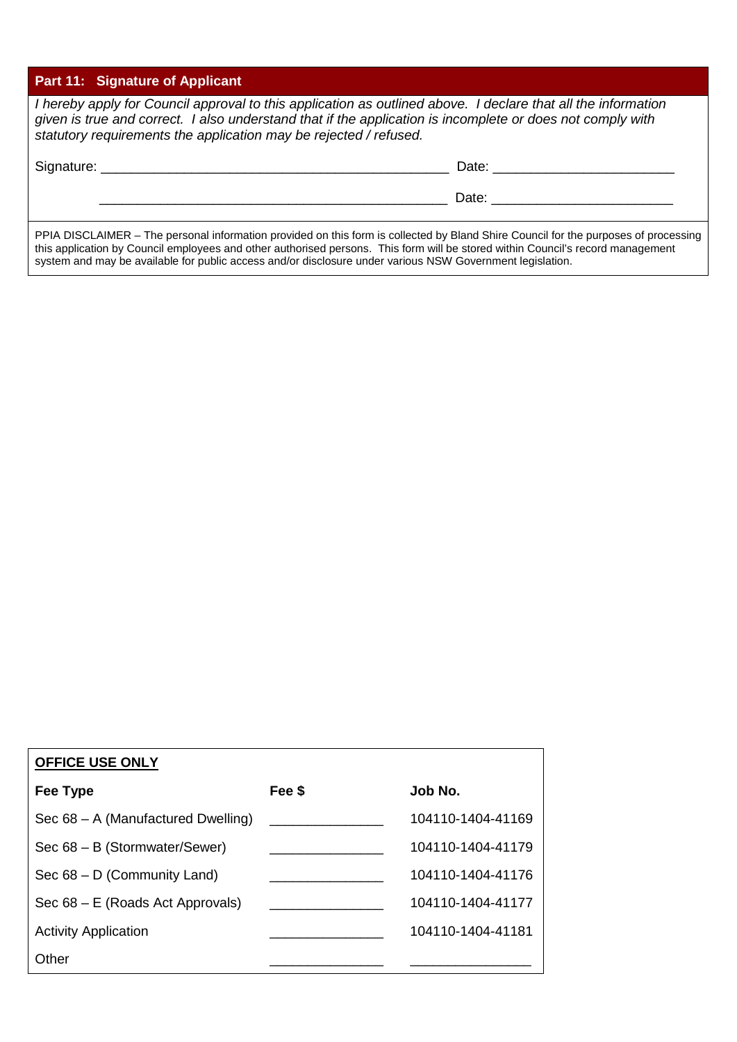## Part 11: Signature of Applicant

*I hereby apply for Council approval to this application as outlined above. I declare that all the information given is true and correct. I also understand that if the application is incomplete or does not comply with statutory requirements the application may be rejected / refused.*

Signature: _______________________________________________ Date: ________________________

_______________________________________________ Date: ________________________

PPIA DISCLAIMER – The personal information provided on this form is collected by Bland Shire Council for the purposes of processing this application by Council employees and other authorised persons. This form will be stored within Council's record management system and may be available for public access and/or disclosure under various NSW Government legislation.

**OFFICE USE ONLY**

| Fee Type | Fee $ | Job No. |
|---|---|---|
| Sec 68 – A (Manufactured Dwelling) | _______________ | 104110-1404-41169 |
| Sec 68 – B (Stormwater/Sewer) | _______________ | 104110-1404-41179 |
| Sec 68 – D (Community Land) | _______________ | 104110-1404-41176 |
| Sec 68 – E (Roads Act Approvals) | _______________ | 104110-1404-41177 |
| Activity Application | _______________ | 104110-1404-41181 |
| Other | _______________ | ________________ |